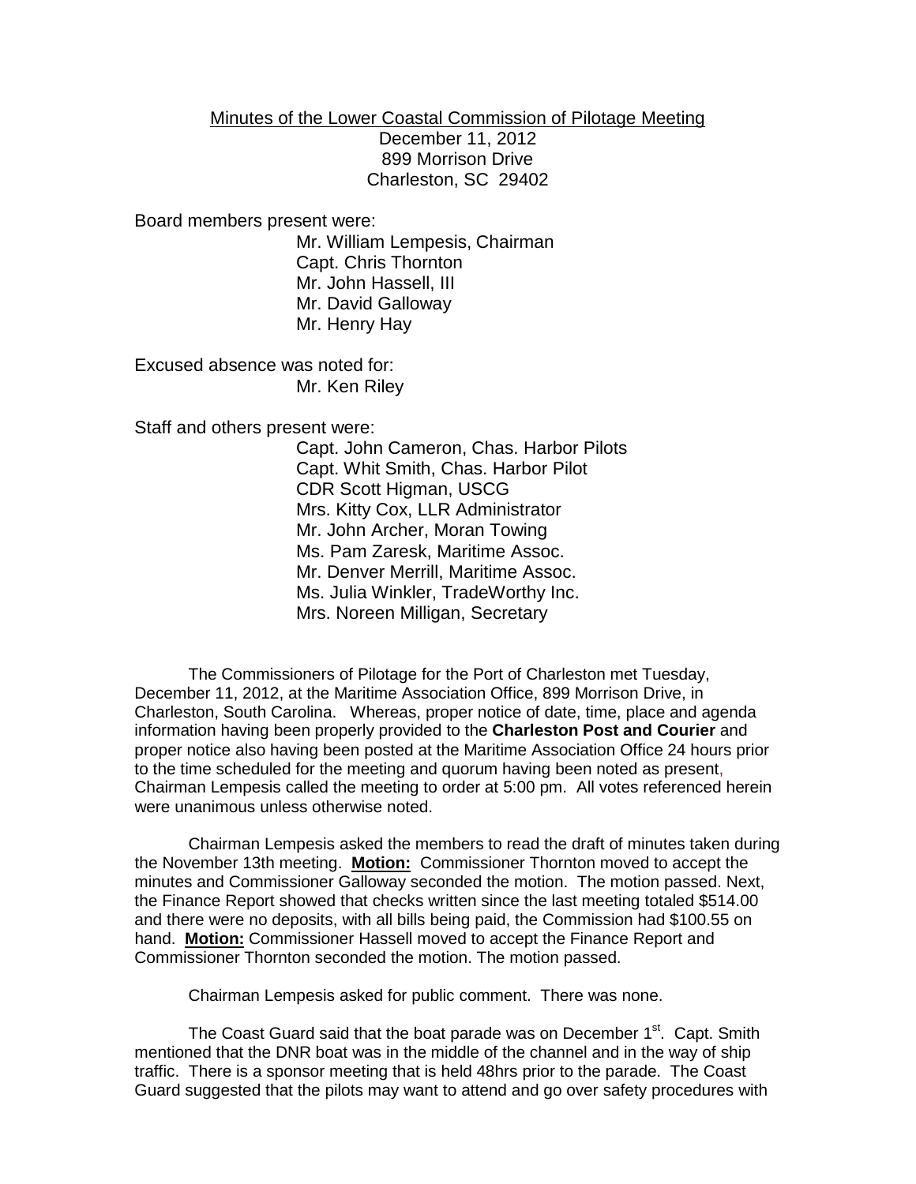Minutes of the Lower Coastal Commission of Pilotage Meeting
December 11, 2012
899 Morrison Drive
Charleston, SC 29402

Board members present were:

Mr. William Lempesis, Chairman
Capt. Chris Thornton
Mr. John Hassell, III
Mr. David Galloway
Mr. Henry Hay

Excused absence was noted for:

Mr. Ken Riley

Staff and others present were:

Capt. John Cameron, Chas. Harbor Pilots
Capt. Whit Smith, Chas. Harbor Pilot
CDR Scott Higman, USCG
Mrs. Kitty Cox, LLR Administrator
Mr. John Archer, Moran Towing
Ms. Pam Zaresk, Maritime Assoc.
Mr. Denver Merrill, Maritime Assoc.
Ms. Julia Winkler, TradeWorthy Inc.
Mrs. Noreen Milligan, Secretary

The Commissioners of Pilotage for the Port of Charleston met Tuesday, December 11, 2012, at the Maritime Association Office, 899 Morrison Drive, in Charleston, South Carolina. Whereas, proper notice of date, time, place and agenda information having been properly provided to the **Charleston Post and Courier** and proper notice also having been posted at the Maritime Association Office 24 hours prior to the time scheduled for the meeting and quorum having been noted as present, Chairman Lempesis called the meeting to order at 5:00 pm. All votes referenced herein were unanimous unless otherwise noted.

Chairman Lempesis asked the members to read the draft of minutes taken during the November 13th meeting. **Motion:** Commissioner Thornton moved to accept the minutes and Commissioner Galloway seconded the motion. The motion passed. Next, the Finance Report showed that checks written since the last meeting totaled $514.00 and there were no deposits, with all bills being paid, the Commission had $100.55 on hand. **Motion:** Commissioner Hassell moved to accept the Finance Report and Commissioner Thornton seconded the motion. The motion passed.

Chairman Lempesis asked for public comment. There was none.

The Coast Guard said that the boat parade was on December 1st. Capt. Smith mentioned that the DNR boat was in the middle of the channel and in the way of ship traffic. There is a sponsor meeting that is held 48hrs prior to the parade. The Coast Guard suggested that the pilots may want to attend and go over safety procedures with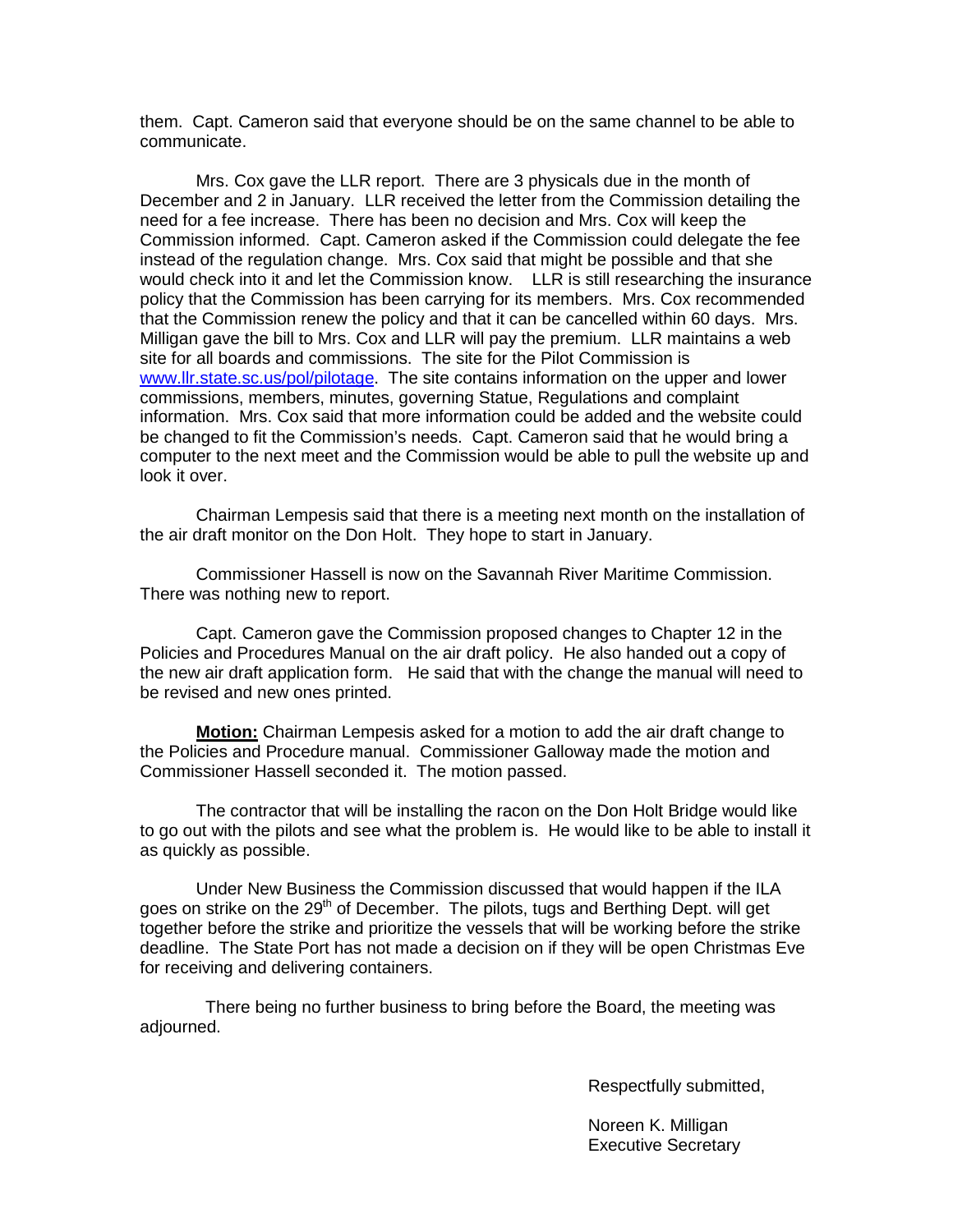them. Capt. Cameron said that everyone should be on the same channel to be able to communicate.

Mrs. Cox gave the LLR report. There are 3 physicals due in the month of December and 2 in January. LLR received the letter from the Commission detailing the need for a fee increase. There has been no decision and Mrs. Cox will keep the Commission informed. Capt. Cameron asked if the Commission could delegate the fee instead of the regulation change. Mrs. Cox said that might be possible and that she would check into it and let the Commission know. LLR is still researching the insurance policy that the Commission has been carrying for its members. Mrs. Cox recommended that the Commission renew the policy and that it can be cancelled within 60 days. Mrs. Milligan gave the bill to Mrs. Cox and LLR will pay the premium. LLR maintains a web site for all boards and commissions. The site for the Pilot Commission is [www.llr.state.sc.us/pol/pilotage](http://www.llr.state.sc.us/pol/pilotage). The site contains information on the upper and lower commissions, members, minutes, governing Statue, Regulations and complaint information. Mrs. Cox said that more information could be added and the website could be changed to fit the Commission's needs. Capt. Cameron said that he would bring a computer to the next meet and the Commission would be able to pull the website up and look it over.

Chairman Lempesis said that there is a meeting next month on the installation of the air draft monitor on the Don Holt. They hope to start in January.

Commissioner Hassell is now on the Savannah River Maritime Commission. There was nothing new to report.

Capt. Cameron gave the Commission proposed changes to Chapter 12 in the Policies and Procedures Manual on the air draft policy. He also handed out a copy of the new air draft application form. He said that with the change the manual will need to be revised and new ones printed.

**Motion:** Chairman Lempesis asked for a motion to add the air draft change to the Policies and Procedure manual. Commissioner Galloway made the motion and Commissioner Hassell seconded it. The motion passed.

The contractor that will be installing the racon on the Don Holt Bridge would like to go out with the pilots and see what the problem is. He would like to be able to install it as quickly as possible.

Under New Business the Commission discussed that would happen if the ILA goes on strike on the 29th of December. The pilots, tugs and Berthing Dept. will get together before the strike and prioritize the vessels that will be working before the strike deadline. The State Port has not made a decision on if they will be open Christmas Eve for receiving and delivering containers.

There being no further business to bring before the Board, the meeting was adjourned.

Respectfully submitted,

Noreen K. Milligan
Executive Secretary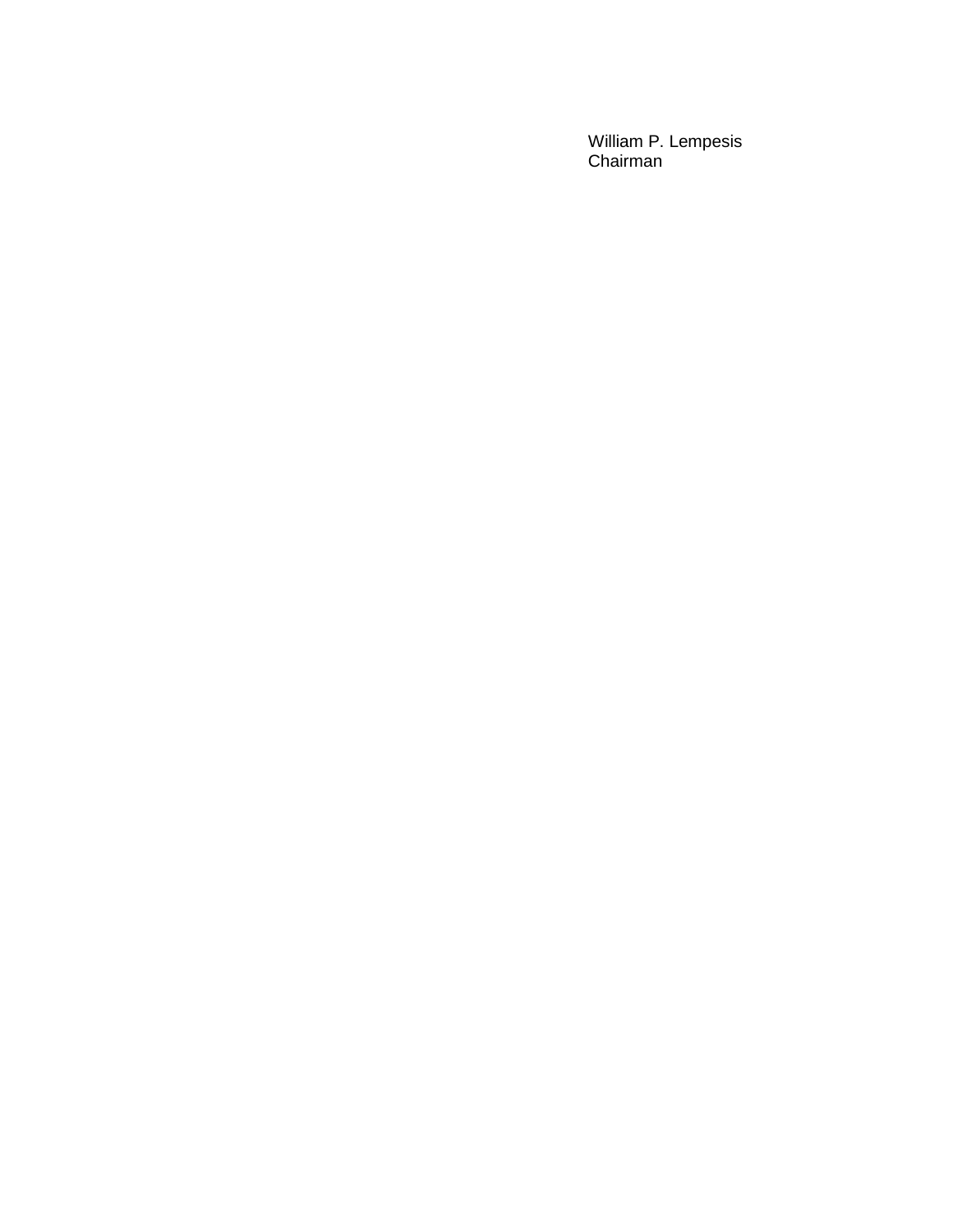William P. Lempesis
Chairman